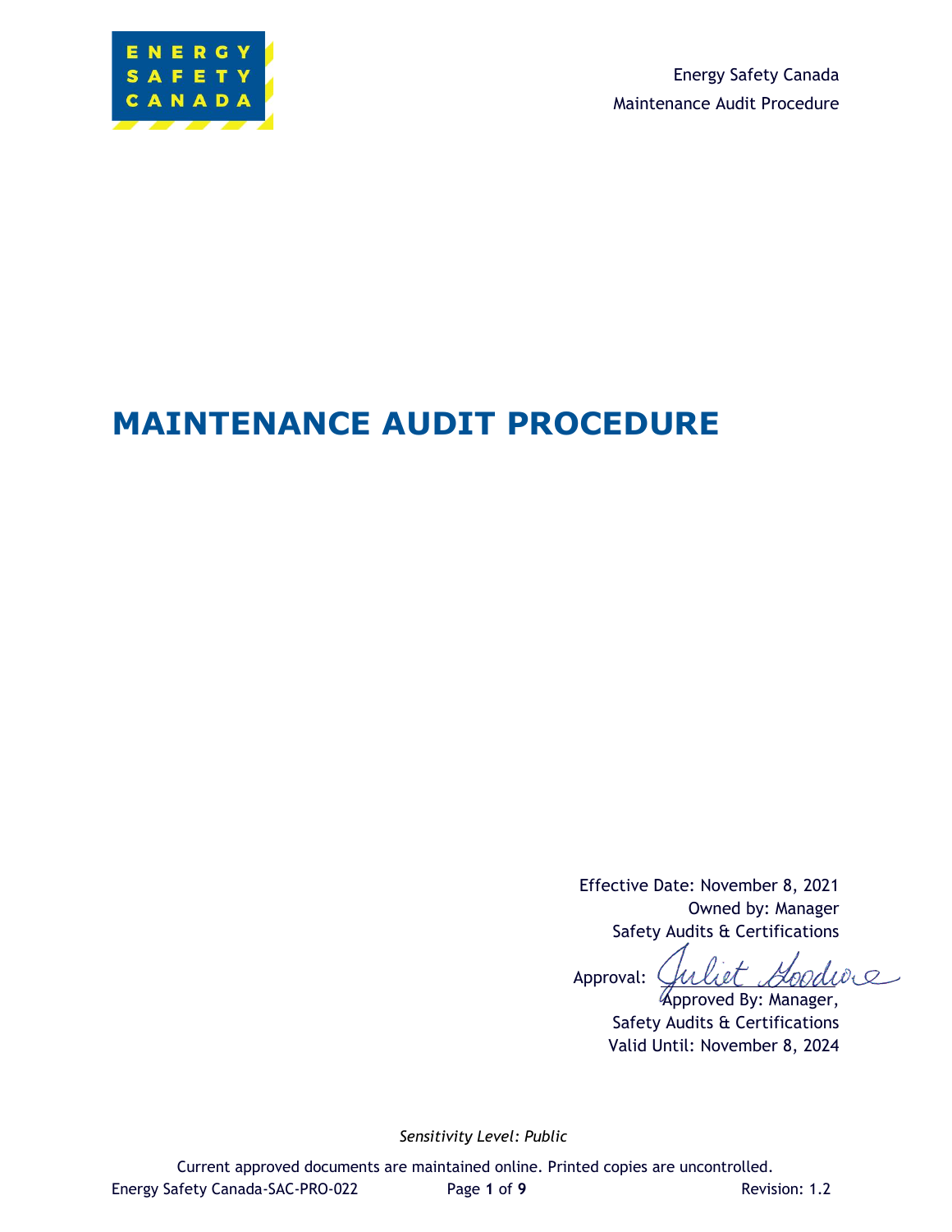# MAINTENANCE AUDIT PROCEDURE

Effective Date: November 8, 2021

Owned by: Manager
Safety Audits & Certifications

Approval: Juliet Goodwin

Approved By: Manager,
Safety Audits & Certifications

Valid Until: November 8, 2024

*Sensitivity Level: Public*

Current approved documents are maintained online. Printed copies are uncontrolled.

Energy Safety Canada-SAC-PRO-022 | Revision: 1.2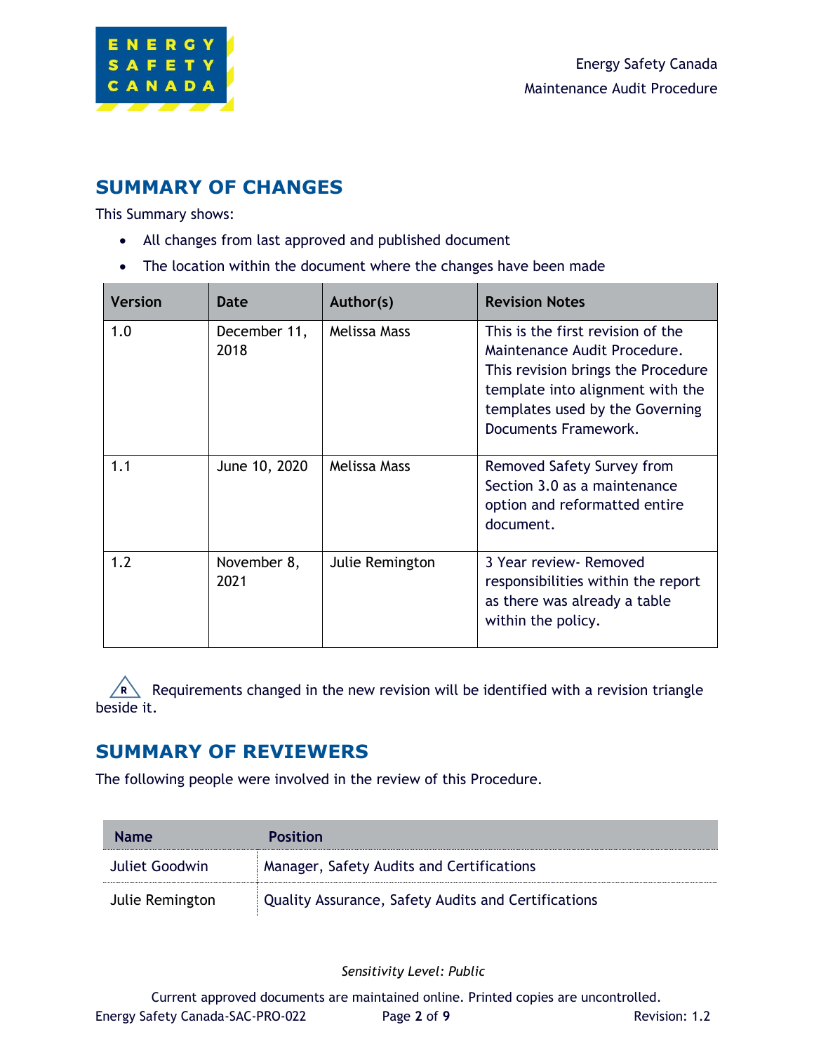## SUMMARY OF CHANGES

This Summary shows:

- All changes from last approved and published document
- The location within the document where the changes have been made

| Version | Date | Author(s) | Revision Notes |
|---|---|---|---|
| 1.0 | December 11, 2018 | Melissa Mass | This is the first revision of the Maintenance Audit Procedure. This revision brings the Procedure template into alignment with the templates used by the Governing Documents Framework. |
| 1.1 | June 10, 2020 | Melissa Mass | Removed Safety Survey from Section 3.0 as a maintenance option and reformatted entire document. |
| 1.2 | November 8, 2021 | Julie Remington | 3 Year review- Removed responsibilities within the report as there was already a table within the policy. |

R Requirements changed in the new revision will be identified with a revision triangle beside it.

## SUMMARY OF REVIEWERS

The following people were involved in the review of this Procedure.

| Name | Position |
|---|---|
| Juliet Goodwin | Manager, Safety Audits and Certifications |
| Julie Remington | Quality Assurance, Safety Audits and Certifications |

*Sensitivity Level: Public*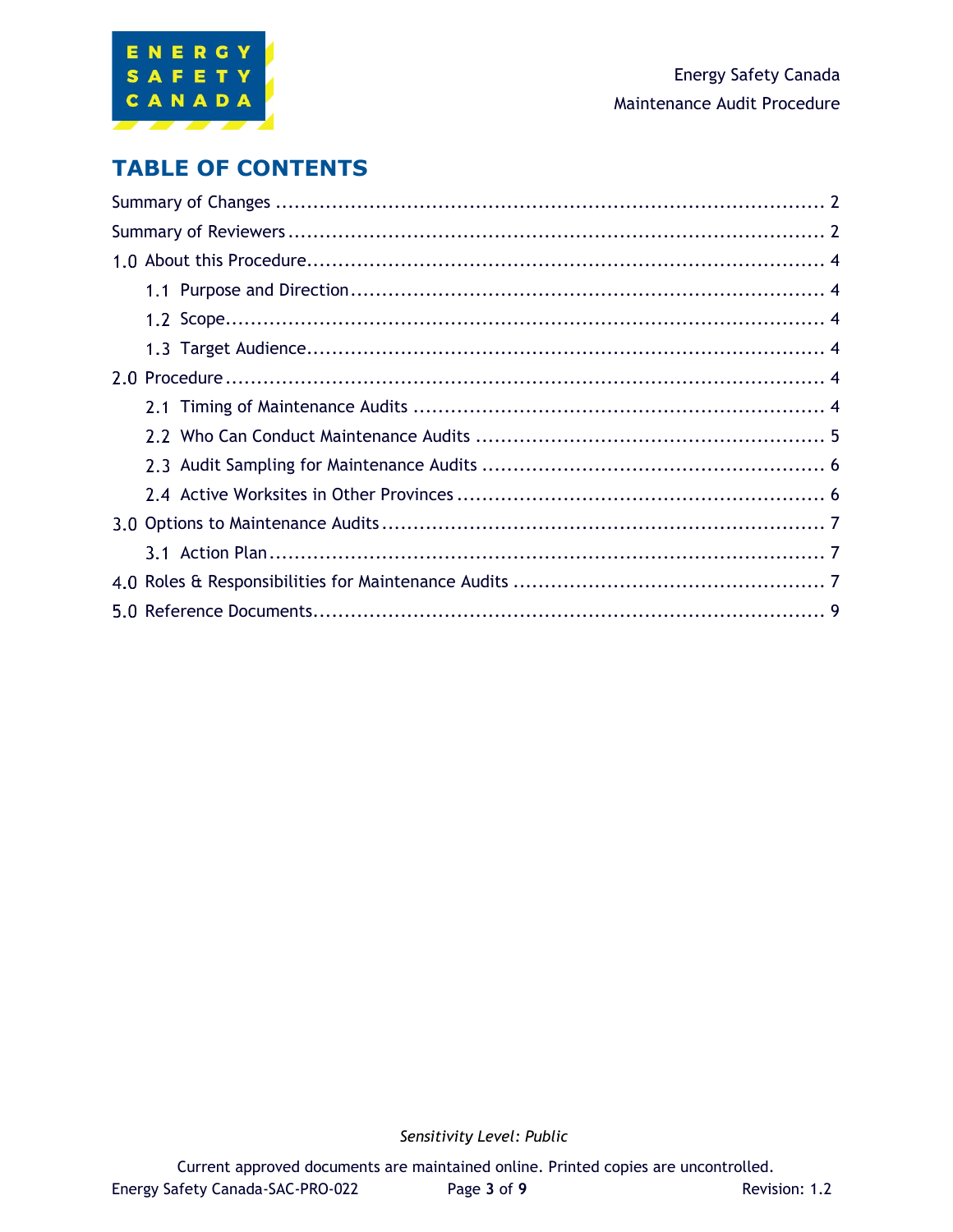# TABLE OF CONTENTS

Summary of Changes ........ 2

Summary of Reviewers ........ 2

1.0 About this Procedure ........ 4

- 1.1 Purpose and Direction ........ 4
- 1.2 Scope ........ 4
- 1.3 Target Audience ........ 4

2.0 Procedure ........ 4

- 2.1 Timing of Maintenance Audits ........ 4
- 2.2 Who Can Conduct Maintenance Audits ........ 5
- 2.3 Audit Sampling for Maintenance Audits ........ 6
- 2.4 Active Worksites in Other Provinces ........ 6

3.0 Options to Maintenance Audits ........ 7

- 3.1 Action Plan ........ 7

4.0 Roles & Responsibilities for Maintenance Audits ........ 7

5.0 Reference Documents ........ 9

*Sensitivity Level: Public*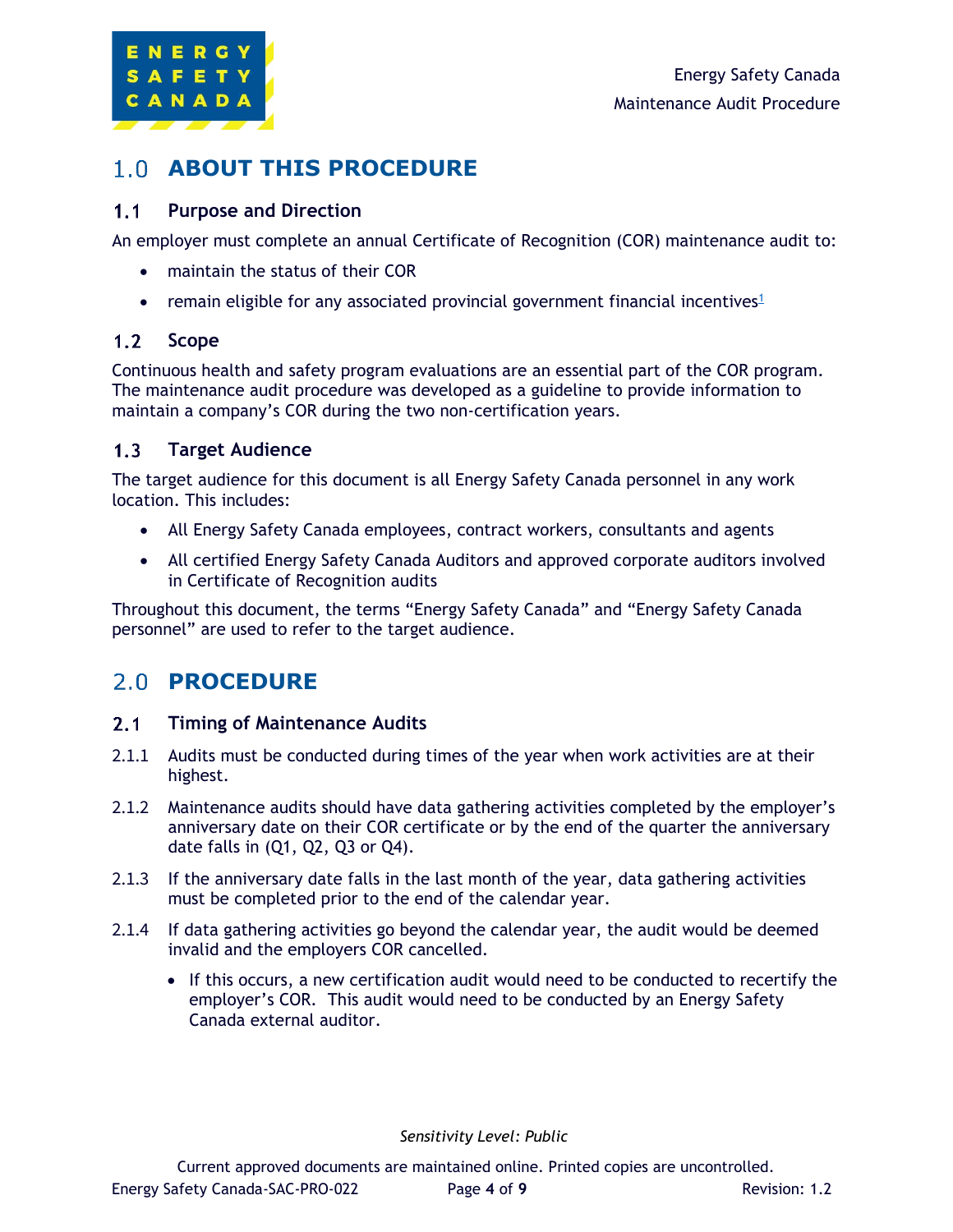# 1.0 ABOUT THIS PROCEDURE

## 1.1 Purpose and Direction

An employer must complete an annual Certificate of Recognition (COR) maintenance audit to:

- maintain the status of their COR
- remain eligible for any associated provincial government financial incentives[1]

## 1.2 Scope

Continuous health and safety program evaluations are an essential part of the COR program. The maintenance audit procedure was developed as a guideline to provide information to maintain a company's COR during the two non-certification years.

## 1.3 Target Audience

The target audience for this document is all Energy Safety Canada personnel in any work location. This includes:

- All Energy Safety Canada employees, contract workers, consultants and agents
- All certified Energy Safety Canada Auditors and approved corporate auditors involved in Certificate of Recognition audits

Throughout this document, the terms "Energy Safety Canada" and "Energy Safety Canada personnel" are used to refer to the target audience.

# 2.0 PROCEDURE

## 2.1 Timing of Maintenance Audits

2.1.1 Audits must be conducted during times of the year when work activities are at their highest.

2.1.2 Maintenance audits should have data gathering activities completed by the employer's anniversary date on their COR certificate or by the end of the quarter the anniversary date falls in (Q1, Q2, Q3 or Q4).

2.1.3 If the anniversary date falls in the last month of the year, data gathering activities must be completed prior to the end of the calendar year.

2.1.4 If data gathering activities go beyond the calendar year, the audit would be deemed invalid and the employers COR cancelled.

- If this occurs, a new certification audit would need to be conducted to recertify the employer's COR. This audit would need to be conducted by an Energy Safety Canada external auditor.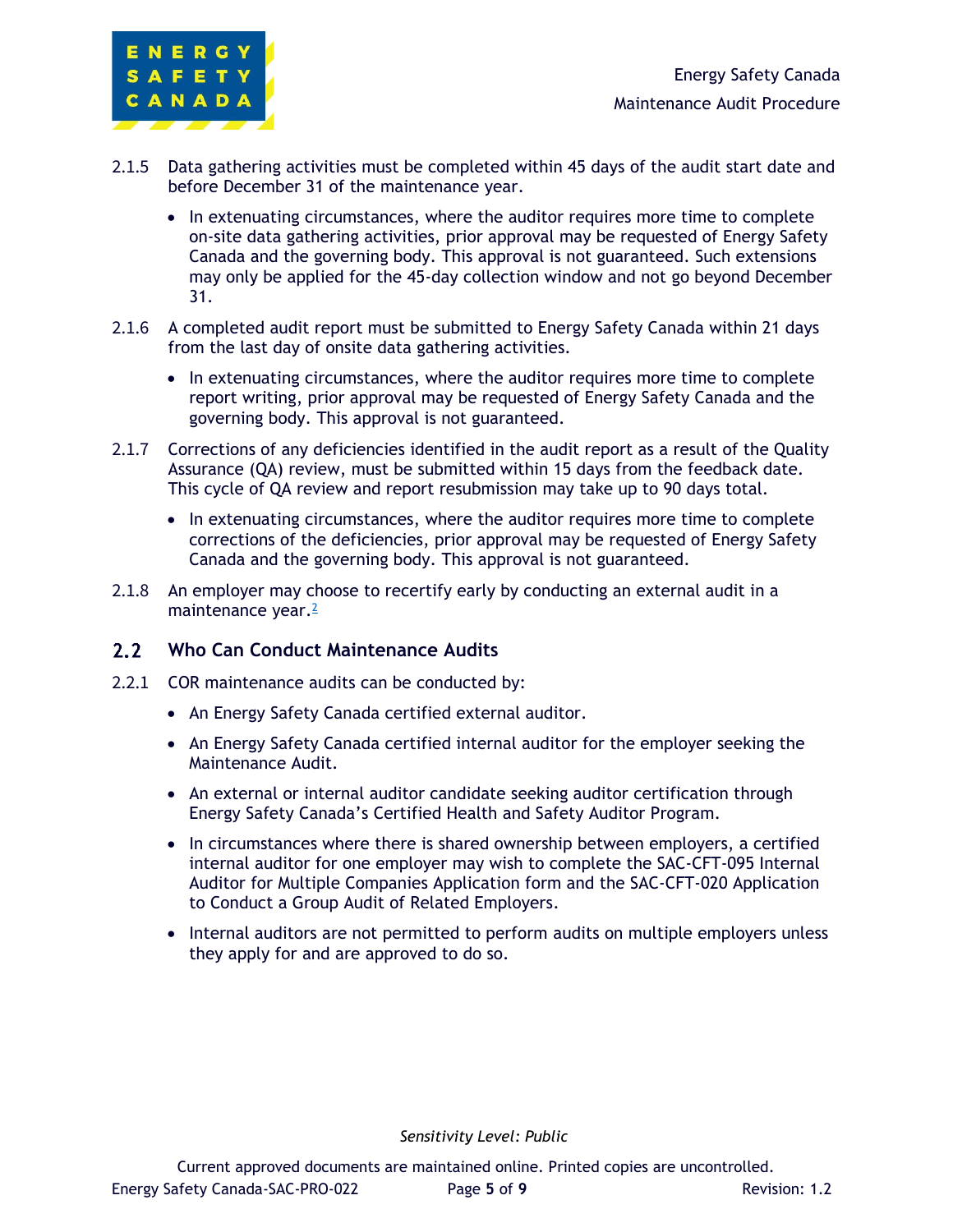2.1.5 Data gathering activities must be completed within 45 days of the audit start date and before December 31 of the maintenance year.

- In extenuating circumstances, where the auditor requires more time to complete on-site data gathering activities, prior approval may be requested of Energy Safety Canada and the governing body. This approval is not guaranteed. Such extensions may only be applied for the 45-day collection window and not go beyond December 31.

2.1.6 A completed audit report must be submitted to Energy Safety Canada within 21 days from the last day of onsite data gathering activities.

- In extenuating circumstances, where the auditor requires more time to complete report writing, prior approval may be requested of Energy Safety Canada and the governing body. This approval is not guaranteed.

2.1.7 Corrections of any deficiencies identified in the audit report as a result of the Quality Assurance (QA) review, must be submitted within 15 days from the feedback date. This cycle of QA review and report resubmission may take up to 90 days total.

- In extenuating circumstances, where the auditor requires more time to complete corrections of the deficiencies, prior approval may be requested of Energy Safety Canada and the governing body. This approval is not guaranteed.

2.1.8 An employer may choose to recertify early by conducting an external audit in a maintenance year.[2]

## 2.2 Who Can Conduct Maintenance Audits

2.2.1 COR maintenance audits can be conducted by:

- An Energy Safety Canada certified external auditor.
- An Energy Safety Canada certified internal auditor for the employer seeking the Maintenance Audit.
- An external or internal auditor candidate seeking auditor certification through Energy Safety Canada's Certified Health and Safety Auditor Program.
- In circumstances where there is shared ownership between employers, a certified internal auditor for one employer may wish to complete the SAC-CFT-095 Internal Auditor for Multiple Companies Application form and the SAC-CFT-020 Application to Conduct a Group Audit of Related Employers.
- Internal auditors are not permitted to perform audits on multiple employers unless they apply for and are approved to do so.

*Sensitivity Level: Public*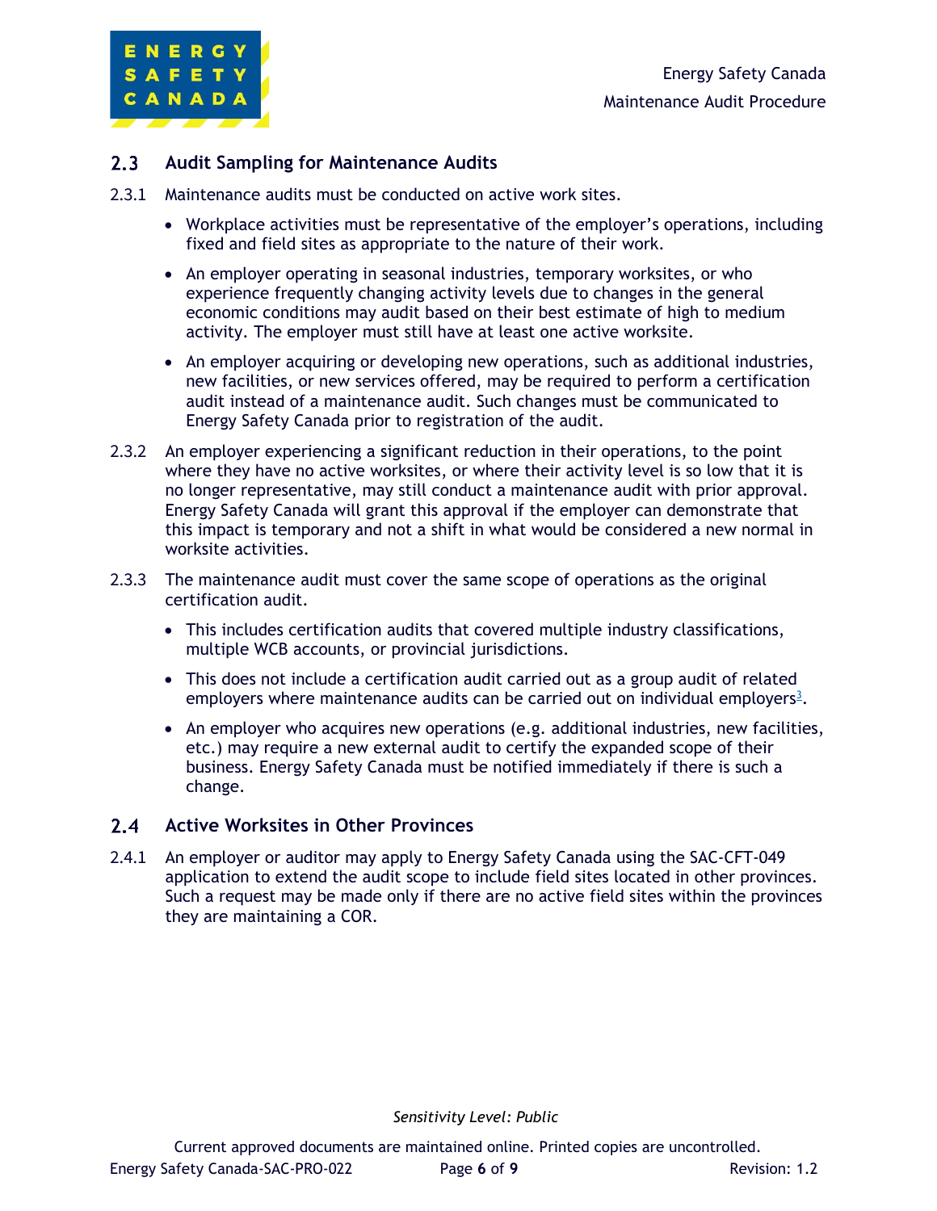## 2.3 Audit Sampling for Maintenance Audits

2.3.1 Maintenance audits must be conducted on active work sites.

- Workplace activities must be representative of the employer's operations, including fixed and field sites as appropriate to the nature of their work.
- An employer operating in seasonal industries, temporary worksites, or who experience frequently changing activity levels due to changes in the general economic conditions may audit based on their best estimate of high to medium activity. The employer must still have at least one active worksite.
- An employer acquiring or developing new operations, such as additional industries, new facilities, or new services offered, may be required to perform a certification audit instead of a maintenance audit. Such changes must be communicated to Energy Safety Canada prior to registration of the audit.

2.3.2 An employer experiencing a significant reduction in their operations, to the point where they have no active worksites, or where their activity level is so low that it is no longer representative, may still conduct a maintenance audit with prior approval. Energy Safety Canada will grant this approval if the employer can demonstrate that this impact is temporary and not a shift in what would be considered a new normal in worksite activities.

2.3.3 The maintenance audit must cover the same scope of operations as the original certification audit.

- This includes certification audits that covered multiple industry classifications, multiple WCB accounts, or provincial jurisdictions.
- This does not include a certification audit carried out as a group audit of related employers where maintenance audits can be carried out on individual employers[3].
- An employer who acquires new operations (e.g. additional industries, new facilities, etc.) may require a new external audit to certify the expanded scope of their business. Energy Safety Canada must be notified immediately if there is such a change.

## 2.4 Active Worksites in Other Provinces

2.4.1 An employer or auditor may apply to Energy Safety Canada using the SAC-CFT-049 application to extend the audit scope to include field sites located in other provinces. Such a request may be made only if there are no active field sites within the provinces they are maintaining a COR.

*Sensitivity Level: Public*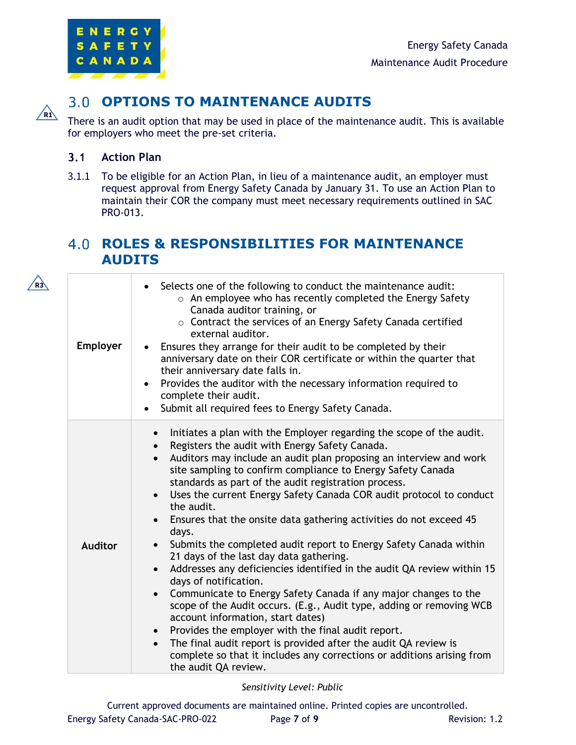## 3.0 OPTIONS TO MAINTENANCE AUDITS

R1

There is an audit option that may be used in place of the maintenance audit. This is available for employers who meet the pre-set criteria.

### 3.1 Action Plan

3.1.1 To be eligible for an Action Plan, in lieu of a maintenance audit, an employer must request approval from Energy Safety Canada by January 31. To use an Action Plan to maintain their COR the company must meet necessary requirements outlined in SAC PRO-013.

## 4.0 ROLES & RESPONSIBILITIES FOR MAINTENANCE AUDITS

R3

| | |
|---|---|
| **Employer** | • Selects one of the following to conduct the maintenance audit:<br>  ○ An employee who has recently completed the Energy Safety Canada auditor training, or<br>  ○ Contract the services of an Energy Safety Canada certified external auditor.<br>• Ensures they arrange for their audit to be completed by their anniversary date on their COR certificate or within the quarter that their anniversary date falls in.<br>• Provides the auditor with the necessary information required to complete their audit.<br>• Submit all required fees to Energy Safety Canada. |
| **Auditor** | • Initiates a plan with the Employer regarding the scope of the audit.<br>• Registers the audit with Energy Safety Canada.<br>• Auditors may include an audit plan proposing an interview and work site sampling to confirm compliance to Energy Safety Canada standards as part of the audit registration process.<br>• Uses the current Energy Safety Canada COR audit protocol to conduct the audit.<br>• Ensures that the onsite data gathering activities do not exceed 45 days.<br>• Submits the completed audit report to Energy Safety Canada within 21 days of the last day data gathering.<br>• Addresses any deficiencies identified in the audit QA review within 15 days of notification.<br>• Communicate to Energy Safety Canada if any major changes to the scope of the Audit occurs. (E.g., Audit type, adding or removing WCB account information, start dates)<br>• Provides the employer with the final audit report.<br>• The final audit report is provided after the audit QA review is complete so that it includes any corrections or additions arising from the audit QA review. |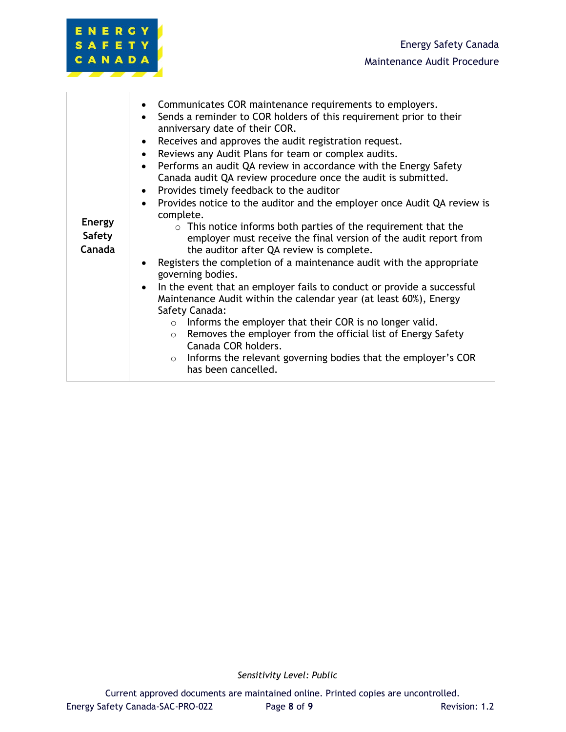| | |
|---|---|
| **Energy Safety Canada** | • Communicates COR maintenance requirements to employers.<br>• Sends a reminder to COR holders of this requirement prior to their anniversary date of their COR.<br>• Receives and approves the audit registration request.<br>• Reviews any Audit Plans for team or complex audits.<br>• Performs an audit QA review in accordance with the Energy Safety Canada audit QA review procedure once the audit is submitted.<br>• Provides timely feedback to the auditor<br>• Provides notice to the auditor and the employer once Audit QA review is complete.<br>&nbsp;&nbsp;&nbsp;&nbsp;○ This notice informs both parties of the requirement that the employer must receive the final version of the audit report from the auditor after QA review is complete.<br>• Registers the completion of a maintenance audit with the appropriate governing bodies.<br>• In the event that an employer fails to conduct or provide a successful Maintenance Audit within the calendar year (at least 60%), Energy Safety Canada:<br>&nbsp;&nbsp;&nbsp;&nbsp;○ Informs the employer that their COR is no longer valid.<br>&nbsp;&nbsp;&nbsp;&nbsp;○ Removes the employer from the official list of Energy Safety Canada COR holders.<br>&nbsp;&nbsp;&nbsp;&nbsp;○ Informs the relevant governing bodies that the employer's COR has been cancelled. |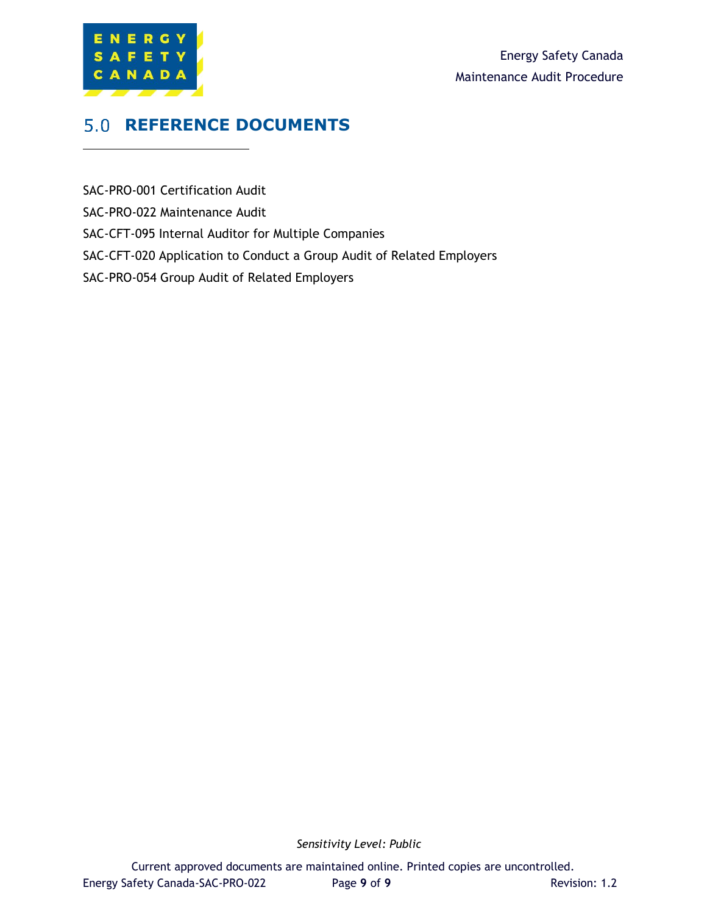## 5.0 REFERENCE DOCUMENTS

SAC-PRO-001 Certification Audit

SAC-PRO-022 Maintenance Audit

SAC-CFT-095 Internal Auditor for Multiple Companies

SAC-CFT-020 Application to Conduct a Group Audit of Related Employers

SAC-PRO-054 Group Audit of Related Employers

*Sensitivity Level: Public*